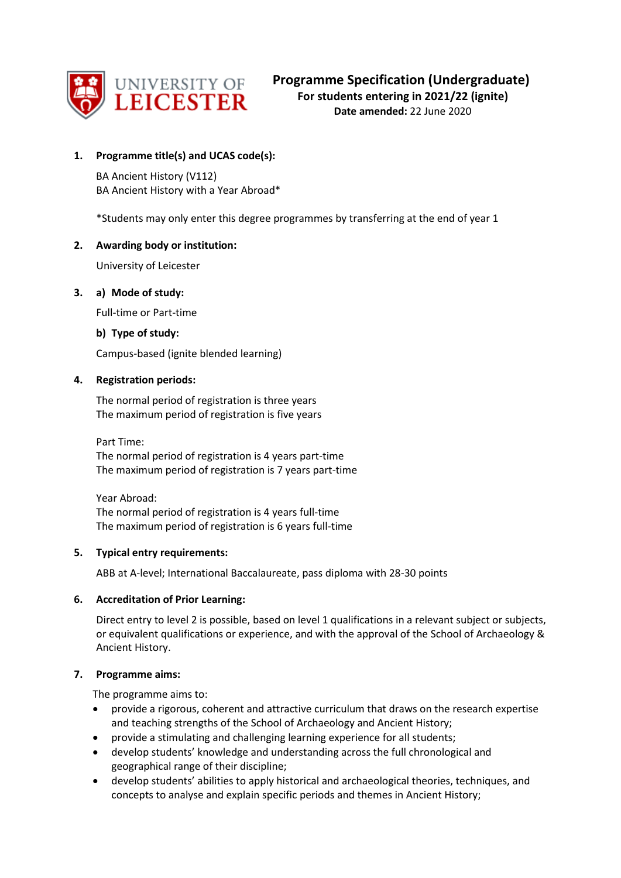UNIVERSITY OF LEICESTER

# Programme Specification (Undergraduate)

**For students entering in 2021/22 (ignite)**

**Date amended:** 22 June 2020

1. **Programme title(s) and UCAS code(s):**

   BA Ancient History (V112)
   BA Ancient History with a Year Abroad*

   *Students may only enter this degree programmes by transferring at the end of year 1

2. **Awarding body or institution:**

   University of Leicester

3. a) **Mode of study:**

   Full-time or Part-time

   b) **Type of study:**

   Campus-based (ignite blended learning)

4. **Registration periods:**

   The normal period of registration is three years
   The maximum period of registration is five years

   Part Time:
   The normal period of registration is 4 years part-time
   The maximum period of registration is 7 years part-time

   Year Abroad:
   The normal period of registration is 4 years full-time
   The maximum period of registration is 6 years full-time

5. **Typical entry requirements:**

   ABB at A-level; International Baccalaureate, pass diploma with 28-30 points

6. **Accreditation of Prior Learning:**

   Direct entry to level 2 is possible, based on level 1 qualifications in a relevant subject or subjects, or equivalent qualifications or experience, and with the approval of the School of Archaeology & Ancient History.

7. **Programme aims:**

   The programme aims to:

   - provide a rigorous, coherent and attractive curriculum that draws on the research expertise and teaching strengths of the School of Archaeology and Ancient History;
   - provide a stimulating and challenging learning experience for all students;
   - develop students' knowledge and understanding across the full chronological and geographical range of their discipline;
   - develop students' abilities to apply historical and archaeological theories, techniques, and concepts to analyse and explain specific periods and themes in Ancient History;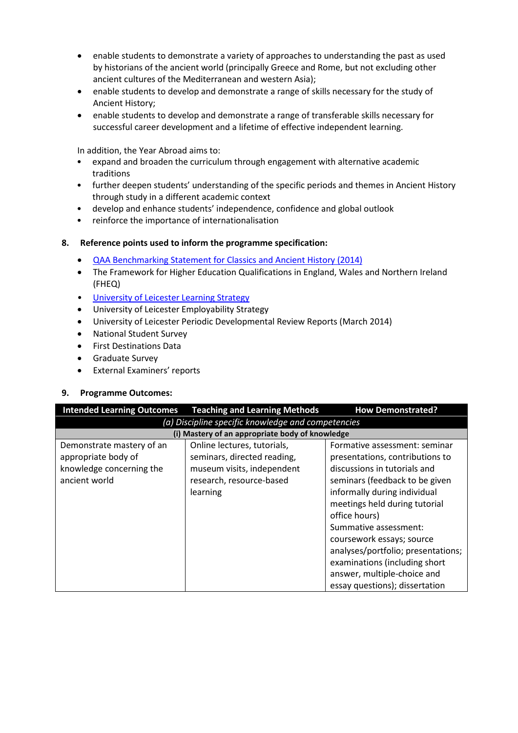- enable students to demonstrate a variety of approaches to understanding the past as used by historians of the ancient world (principally Greece and Rome, but not excluding other ancient cultures of the Mediterranean and western Asia);
- enable students to develop and demonstrate a range of skills necessary for the study of Ancient History;
- enable students to develop and demonstrate a range of transferable skills necessary for successful career development and a lifetime of effective independent learning.

In addition, the Year Abroad aims to:

- expand and broaden the curriculum through engagement with alternative academic traditions
- further deepen students' understanding of the specific periods and themes in Ancient History through study in a different academic context
- develop and enhance students' independence, confidence and global outlook
- reinforce the importance of internationalisation

## 8. Reference points used to inform the programme specification:

- QAA Benchmarking Statement for Classics and Ancient History (2014)
- The Framework for Higher Education Qualifications in England, Wales and Northern Ireland (FHEQ)
- University of Leicester Learning Strategy
- University of Leicester Employability Strategy
- University of Leicester Periodic Developmental Review Reports (March 2014)
- National Student Survey
- First Destinations Data
- Graduate Survey
- External Examiners' reports

## 9. Programme Outcomes:

| Intended Learning Outcomes | Teaching and Learning Methods | How Demonstrated? |
|---|---|---|
| *(a) Discipline specific knowledge and competencies* | | |
| **(i) Mastery of an appropriate body of knowledge** | | |
| Demonstrate mastery of an appropriate body of knowledge concerning the ancient world | Online lectures, tutorials, seminars, directed reading, museum visits, independent research, resource-based learning | Formative assessment: seminar presentations, contributions to discussions in tutorials and seminars (feedback to be given informally during individual meetings held during tutorial office hours)<br>Summative assessment: coursework essays; source analyses/portfolio; presentations; examinations (including short answer, multiple-choice and essay questions); dissertation |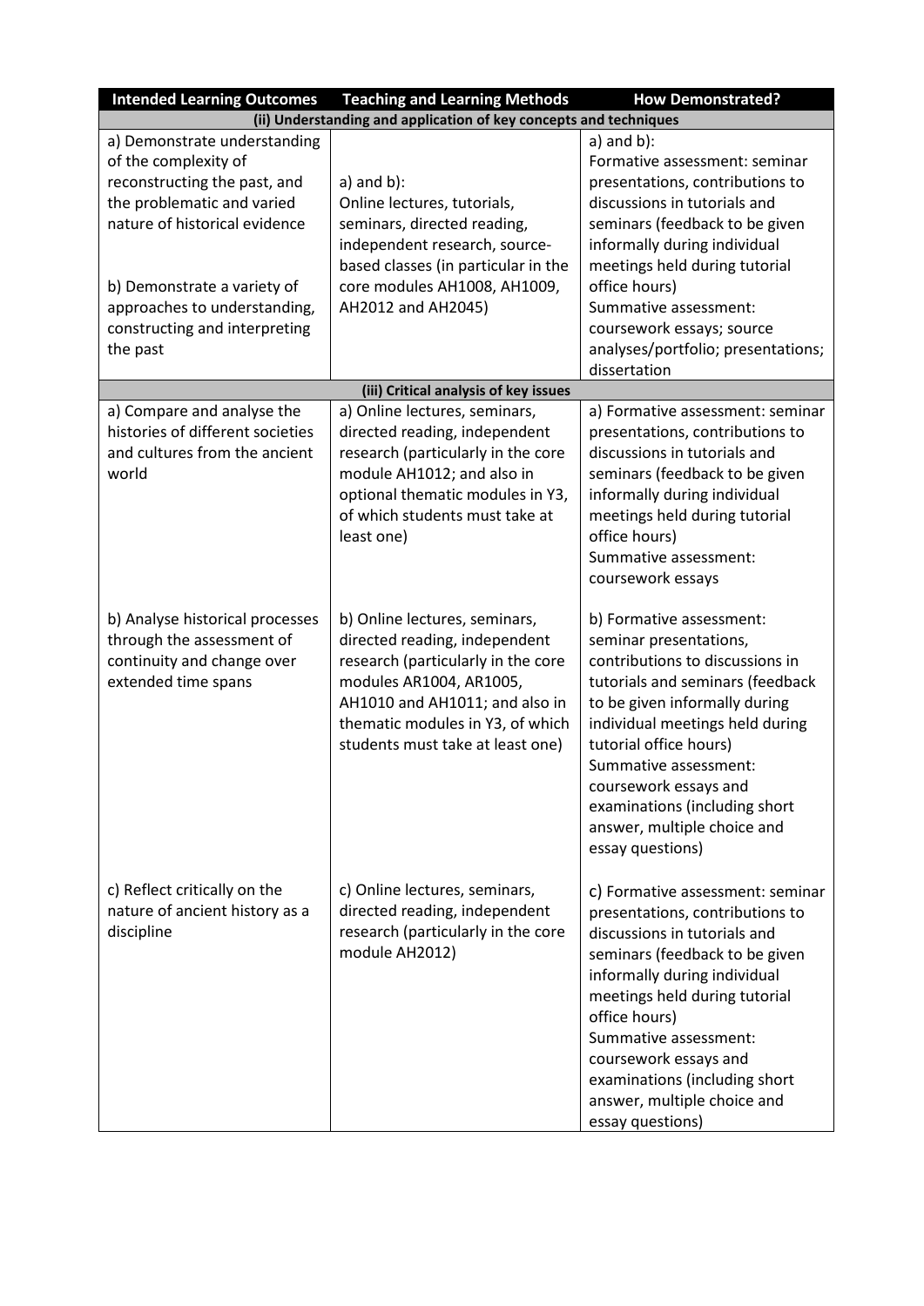| Intended Learning Outcomes | Teaching and Learning Methods | How Demonstrated? |
| --- | --- | --- |
| **(ii) Understanding and application of key concepts and techniques** | | |
| a) Demonstrate understanding of the complexity of reconstructing the past, and the problematic and varied nature of historical evidence<br><br>b) Demonstrate a variety of approaches to understanding, constructing and interpreting the past | a) and b):<br>Online lectures, tutorials, seminars, directed reading, independent research, source-based classes (in particular in the core modules AH1008, AH1009, AH2012 and AH2045) | a) and b):<br>Formative assessment: seminar presentations, contributions to discussions in tutorials and seminars (feedback to be given informally during individual meetings held during tutorial office hours)<br>Summative assessment: coursework essays; source analyses/portfolio; presentations; dissertation |
| **(iii) Critical analysis of key issues** | | |
| a) Compare and analyse the histories of different societies and cultures from the ancient world | a) Online lectures, seminars, directed reading, independent research (particularly in the core module AH1012; and also in optional thematic modules in Y3, of which students must take at least one) | a) Formative assessment: seminar presentations, contributions to discussions in tutorials and seminars (feedback to be given informally during individual meetings held during tutorial office hours)<br>Summative assessment: coursework essays |
| b) Analyse historical processes through the assessment of continuity and change over extended time spans | b) Online lectures, seminars, directed reading, independent research (particularly in the core modules AR1004, AR1005, AH1010 and AH1011; and also in thematic modules in Y3, of which students must take at least one) | b) Formative assessment: seminar presentations, contributions to discussions in tutorials and seminars (feedback to be given informally during individual meetings held during tutorial office hours)<br>Summative assessment: coursework essays and examinations (including short answer, multiple choice and essay questions) |
| c) Reflect critically on the nature of ancient history as a discipline | c) Online lectures, seminars, directed reading, independent research (particularly in the core module AH2012) | c) Formative assessment: seminar presentations, contributions to discussions in tutorials and seminars (feedback to be given informally during individual meetings held during tutorial office hours)<br>Summative assessment: coursework essays and examinations (including short answer, multiple choice and essay questions) |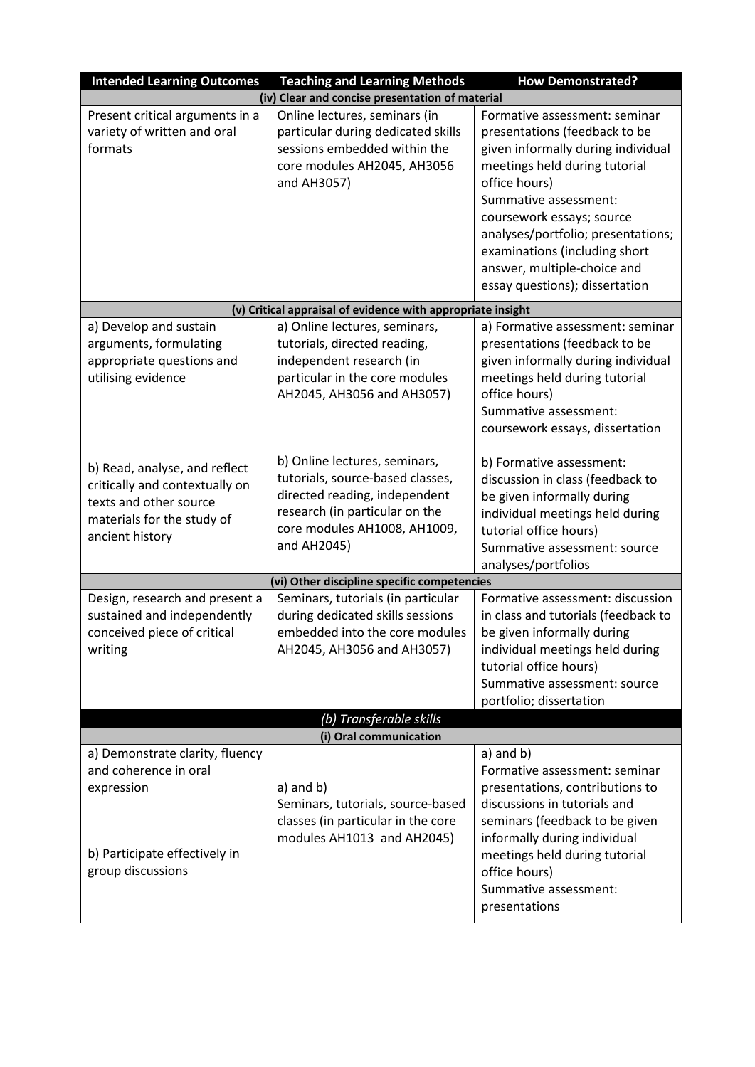| Intended Learning Outcomes | Teaching and Learning Methods | How Demonstrated? |
| --- | --- | --- |
| **(iv) Clear and concise presentation of material** | | |
| Present critical arguments in a variety of written and oral formats | Online lectures, seminars (in particular during dedicated skills sessions embedded within the core modules AH2045, AH3056 and AH3057) | Formative assessment: seminar presentations (feedback to be given informally during individual meetings held during tutorial office hours)<br>Summative assessment: coursework essays; source analyses/portfolio; presentations; examinations (including short answer, multiple-choice and essay questions); dissertation |
| **(v) Critical appraisal of evidence with appropriate insight** | | |
| a) Develop and sustain arguments, formulating appropriate questions and utilising evidence | a) Online lectures, seminars, tutorials, directed reading, independent research (in particular in the core modules AH2045, AH3056 and AH3057) | a) Formative assessment: seminar presentations (feedback to be given informally during individual meetings held during tutorial office hours)<br>Summative assessment: coursework essays, dissertation |
| b) Read, analyse, and reflect critically and contextually on texts and other source materials for the study of ancient history | b) Online lectures, seminars, tutorials, source-based classes, directed reading, independent research (in particular on the core modules AH1008, AH1009, and AH2045) | b) Formative assessment: discussion in class (feedback to be given informally during individual meetings held during tutorial office hours)<br>Summative assessment: source analyses/portfolios |
| **(vi) Other discipline specific competencies** | | |
| Design, research and present a sustained and independently conceived piece of critical writing | Seminars, tutorials (in particular during dedicated skills sessions embedded into the core modules AH2045, AH3056 and AH3057) | Formative assessment: discussion in class and tutorials (feedback to be given informally during individual meetings held during tutorial office hours)<br>Summative assessment: source portfolio; dissertation |
| ***(b) Transferable skills*** | | |
| **(i) Oral communication** | | |
| a) Demonstrate clarity, fluency and coherence in oral expression<br><br>b) Participate effectively in group discussions | a) and b)<br>Seminars, tutorials, source-based classes (in particular in the core modules AH1013 and AH2045) | a) and b)<br>Formative assessment: seminar presentations, contributions to discussions in tutorials and seminars (feedback to be given informally during individual meetings held during tutorial office hours)<br>Summative assessment: presentations |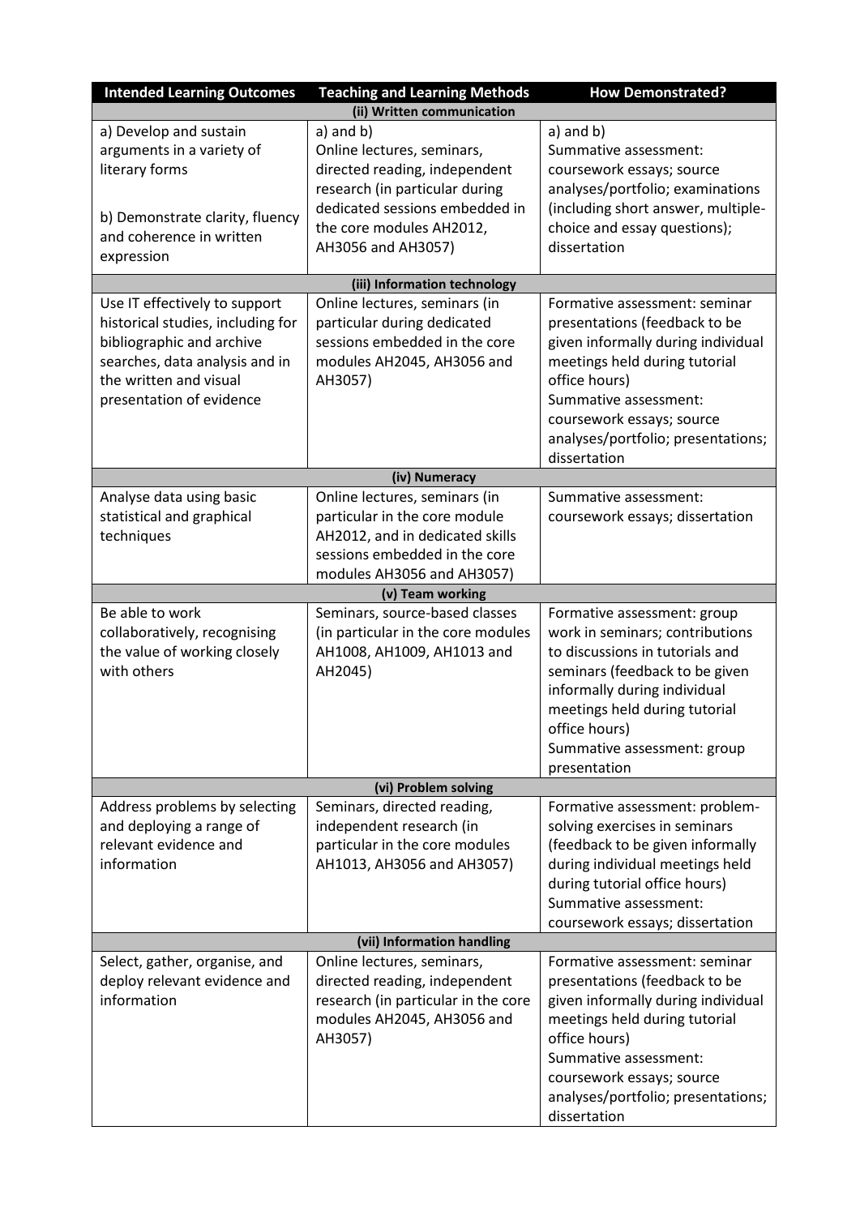| Intended Learning Outcomes | Teaching and Learning Methods | How Demonstrated? |
| --- | --- | --- |
| **(ii) Written communication** | | |
| a) Develop and sustain arguments in a variety of literary forms<br><br>b) Demonstrate clarity, fluency and coherence in written expression | a) and b)<br>Online lectures, seminars, directed reading, independent research (in particular during dedicated sessions embedded in the core modules AH2012, AH3056 and AH3057) | a) and b)<br>Summative assessment: coursework essays; source analyses/portfolio; examinations (including short answer, multiple-choice and essay questions); dissertation |
| **(iii) Information technology** | | |
| Use IT effectively to support historical studies, including for bibliographic and archive searches, data analysis and in the written and visual presentation of evidence | Online lectures, seminars (in particular during dedicated sessions embedded in the core modules AH2045, AH3056 and AH3057) | Formative assessment: seminar presentations (feedback to be given informally during individual meetings held during tutorial office hours)<br>Summative assessment: coursework essays; source analyses/portfolio; presentations; dissertation |
| **(iv) Numeracy** | | |
| Analyse data using basic statistical and graphical techniques | Online lectures, seminars (in particular in the core module AH2012, and in dedicated skills sessions embedded in the core modules AH3056 and AH3057) | Summative assessment: coursework essays; dissertation |
| **(v) Team working** | | |
| Be able to work collaboratively, recognising the value of working closely with others | Seminars, source-based classes (in particular in the core modules AH1008, AH1009, AH1013 and AH2045) | Formative assessment: group work in seminars; contributions to discussions in tutorials and seminars (feedback to be given informally during individual meetings held during tutorial office hours)<br>Summative assessment: group presentation |
| **(vi) Problem solving** | | |
| Address problems by selecting and deploying a range of relevant evidence and information | Seminars, directed reading, independent research (in particular in the core modules AH1013, AH3056 and AH3057) | Formative assessment: problem-solving exercises in seminars (feedback to be given informally during individual meetings held during tutorial office hours)<br>Summative assessment: coursework essays; dissertation |
| **(vii) Information handling** | | |
| Select, gather, organise, and deploy relevant evidence and information | Online lectures, seminars, directed reading, independent research (in particular in the core modules AH2045, AH3056 and AH3057) | Formative assessment: seminar presentations (feedback to be given informally during individual meetings held during tutorial office hours)<br>Summative assessment: coursework essays; source analyses/portfolio; presentations; dissertation |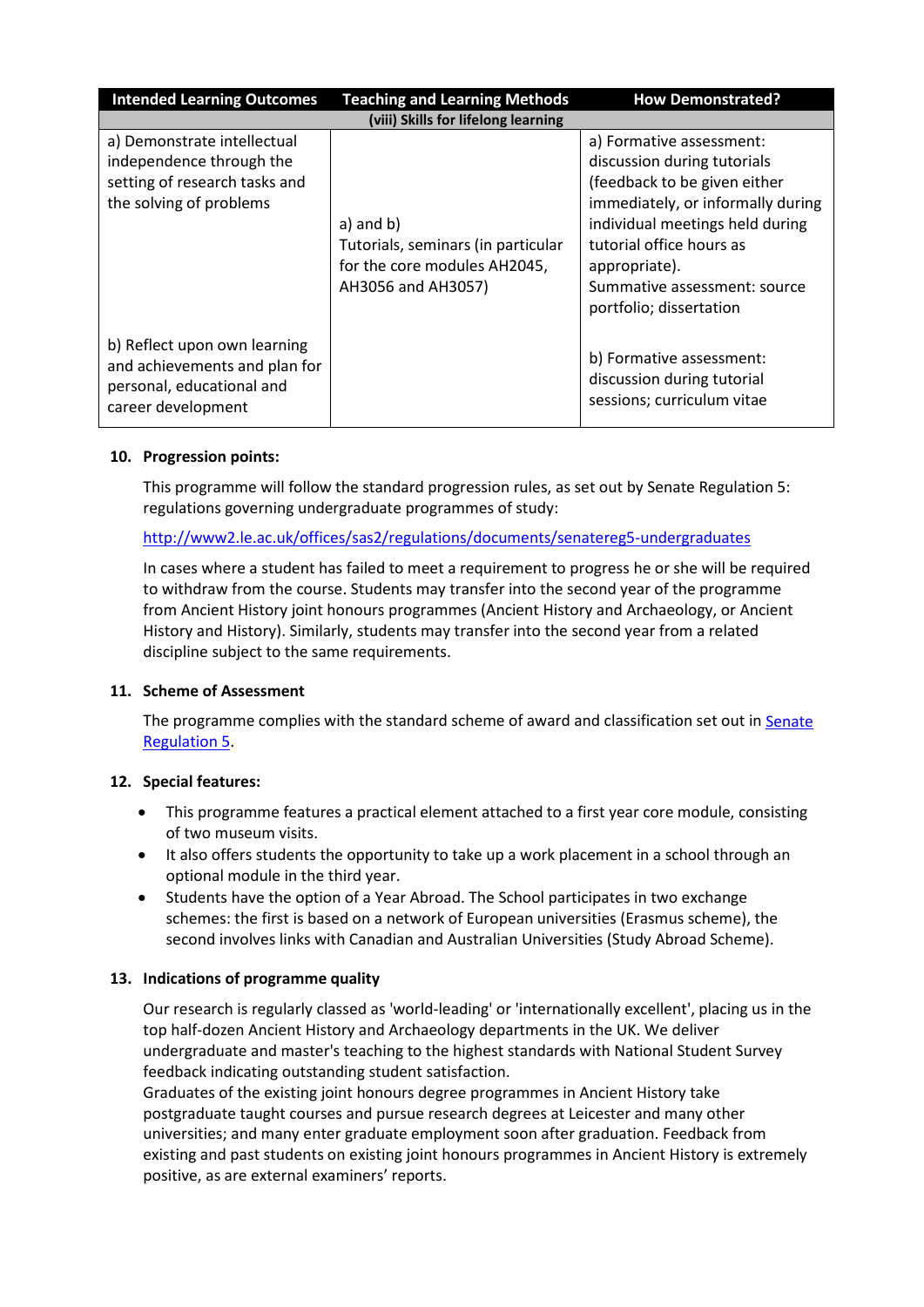| Intended Learning Outcomes | Teaching and Learning Methods | How Demonstrated? |
|---|---|---|
| **(viii) Skills for lifelong learning** | | |
| a) Demonstrate intellectual independence through the setting of research tasks and the solving of problems | a) and b) Tutorials, seminars (in particular for the core modules AH2045, AH3056 and AH3057) | a) Formative assessment: discussion during tutorials (feedback to be given either immediately, or informally during individual meetings held during tutorial office hours as appropriate). Summative assessment: source portfolio; dissertation |
| b) Reflect upon own learning and achievements and plan for personal, educational and career development | | b) Formative assessment: discussion during tutorial sessions; curriculum vitae |

## 10. Progression points:

This programme will follow the standard progression rules, as set out by Senate Regulation 5: regulations governing undergraduate programmes of study:

http://www2.le.ac.uk/offices/sas2/regulations/documents/senatereg5-undergraduates

In cases where a student has failed to meet a requirement to progress he or she will be required to withdraw from the course. Students may transfer into the second year of the programme from Ancient History joint honours programmes (Ancient History and Archaeology, or Ancient History and History). Similarly, students may transfer into the second year from a related discipline subject to the same requirements.

## 11. Scheme of Assessment

The programme complies with the standard scheme of award and classification set out in Senate Regulation 5.

## 12. Special features:

- This programme features a practical element attached to a first year core module, consisting of two museum visits.
- It also offers students the opportunity to take up a work placement in a school through an optional module in the third year.
- Students have the option of a Year Abroad. The School participates in two exchange schemes: the first is based on a network of European universities (Erasmus scheme), the second involves links with Canadian and Australian Universities (Study Abroad Scheme).

## 13. Indications of programme quality

Our research is regularly classed as 'world-leading' or 'internationally excellent', placing us in the top half-dozen Ancient History and Archaeology departments in the UK. We deliver undergraduate and master's teaching to the highest standards with National Student Survey feedback indicating outstanding student satisfaction.
Graduates of the existing joint honours degree programmes in Ancient History take postgraduate taught courses and pursue research degrees at Leicester and many other universities; and many enter graduate employment soon after graduation. Feedback from existing and past students on existing joint honours programmes in Ancient History is extremely positive, as are external examiners' reports.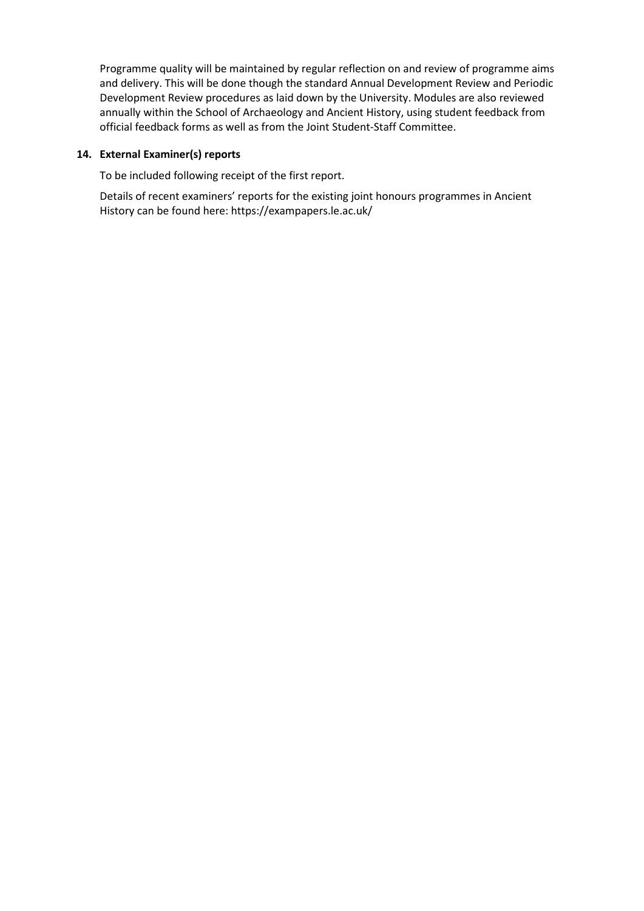Programme quality will be maintained by regular reflection on and review of programme aims and delivery. This will be done though the standard Annual Development Review and Periodic Development Review procedures as laid down by the University. Modules are also reviewed annually within the School of Archaeology and Ancient History, using student feedback from official feedback forms as well as from the Joint Student-Staff Committee.

## 14. External Examiner(s) reports

To be included following receipt of the first report.

Details of recent examiners' reports for the existing joint honours programmes in Ancient History can be found here: https://exampapers.le.ac.uk/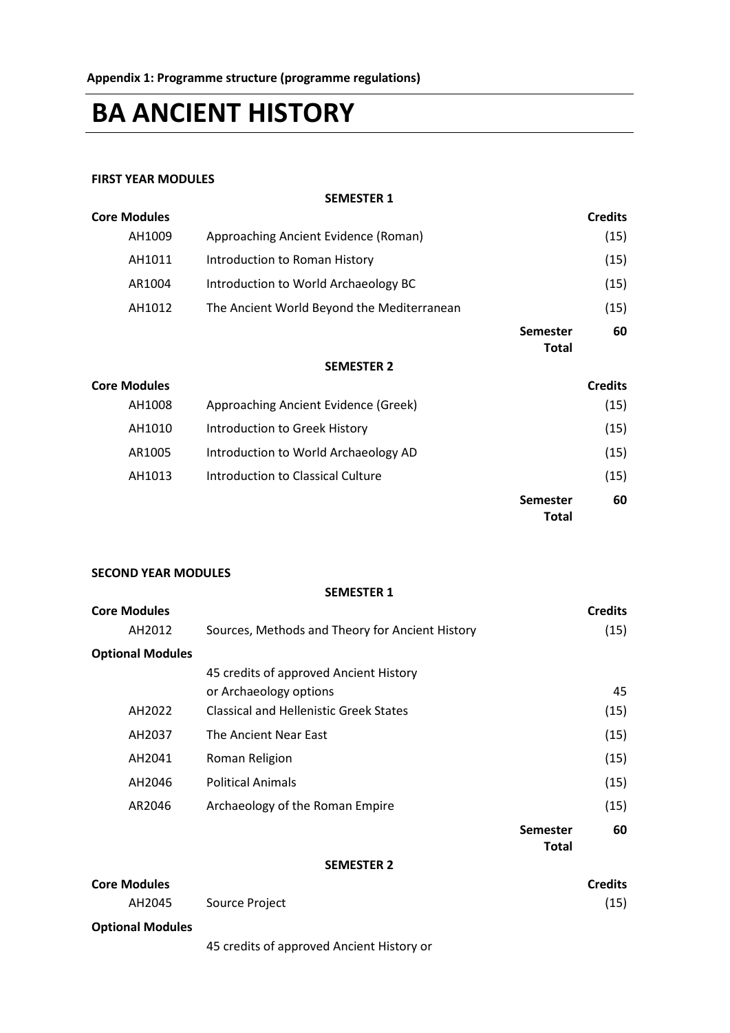**Appendix 1: Programme structure (programme regulations)**

# BA ANCIENT HISTORY

### FIRST YEAR MODULES

**SEMESTER 1**

| **Core Modules** | | | **Credits** |
|---|---|---|---|
| AH1009 | Approaching Ancient Evidence (Roman) | | (15) |
| AH1011 | Introduction to Roman History | | (15) |
| AR1004 | Introduction to World Archaeology BC | | (15) |
| AH1012 | The Ancient World Beyond the Mediterranean | | (15) |
| | | **Semester Total** | **60** |

**SEMESTER 2**

| **Core Modules** | | | **Credits** |
|---|---|---|---|
| AH1008 | Approaching Ancient Evidence (Greek) | | (15) |
| AH1010 | Introduction to Greek History | | (15) |
| AR1005 | Introduction to World Archaeology AD | | (15) |
| AH1013 | Introduction to Classical Culture | | (15) |
| | | **Semester Total** | **60** |

### SECOND YEAR MODULES

**SEMESTER 1**

| **Core Modules** | | | **Credits** |
|---|---|---|---|
| AH2012 | Sources, Methods and Theory for Ancient History | | (15) |
| **Optional Modules** | | | |
| | 45 credits of approved Ancient History or Archaeology options | | 45 |
| AH2022 | Classical and Hellenistic Greek States | | (15) |
| AH2037 | The Ancient Near East | | (15) |
| AH2041 | Roman Religion | | (15) |
| AH2046 | Political Animals | | (15) |
| AR2046 | Archaeology of the Roman Empire | | (15) |
| | | **Semester Total** | **60** |

**SEMESTER 2**

| **Core Modules** | | | **Credits** |
|---|---|---|---|
| AH2045 | Source Project | | (15) |
| **Optional Modules** | | | |
| | 45 credits of approved Ancient History or | | |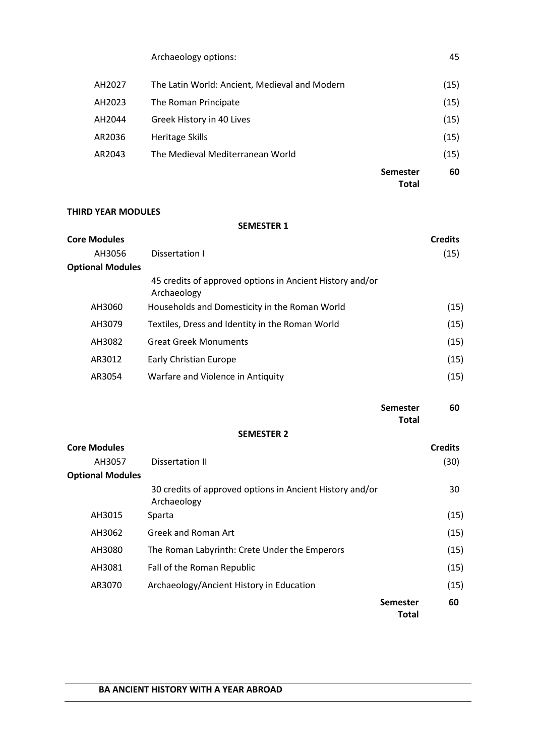| | | | |
|---|---|---|---|
| | Archaeology options: | | 45 |
| AH2027 | The Latin World: Ancient, Medieval and Modern | | (15) |
| AH2023 | The Roman Principate | | (15) |
| AH2044 | Greek History in 40 Lives | | (15) |
| AR2036 | Heritage Skills | | (15) |
| AR2043 | The Medieval Mediterranean World | | (15) |
| | | **Semester Total** | **60** |

**THIRD YEAR MODULES**

**SEMESTER 1**

| **Core Modules** | | | **Credits** |
|---|---|---|---|
| AH3056 | Dissertation I | | (15) |
| **Optional Modules** | | | |
| | 45 credits of approved options in Ancient History and/or Archaeology | | |
| AH3060 | Households and Domesticity in the Roman World | | (15) |
| AH3079 | Textiles, Dress and Identity in the Roman World | | (15) |
| AH3082 | Great Greek Monuments | | (15) |
| AR3012 | Early Christian Europe | | (15) |
| AR3054 | Warfare and Violence in Antiquity | | (15) |
| | | **Semester Total** | **60** |

**SEMESTER 2**

| **Core Modules** | | | **Credits** |
|---|---|---|---|
| AH3057 | Dissertation II | | (30) |
| **Optional Modules** | | | |
| | 30 credits of approved options in Ancient History and/or Archaeology | | 30 |
| AH3015 | Sparta | | (15) |
| AH3062 | Greek and Roman Art | | (15) |
| AH3080 | The Roman Labyrinth: Crete Under the Emperors | | (15) |
| AH3081 | Fall of the Roman Republic | | (15) |
| AR3070 | Archaeology/Ancient History in Education | | (15) |
| | | **Semester Total** | **60** |

**BA ANCIENT HISTORY WITH A YEAR ABROAD**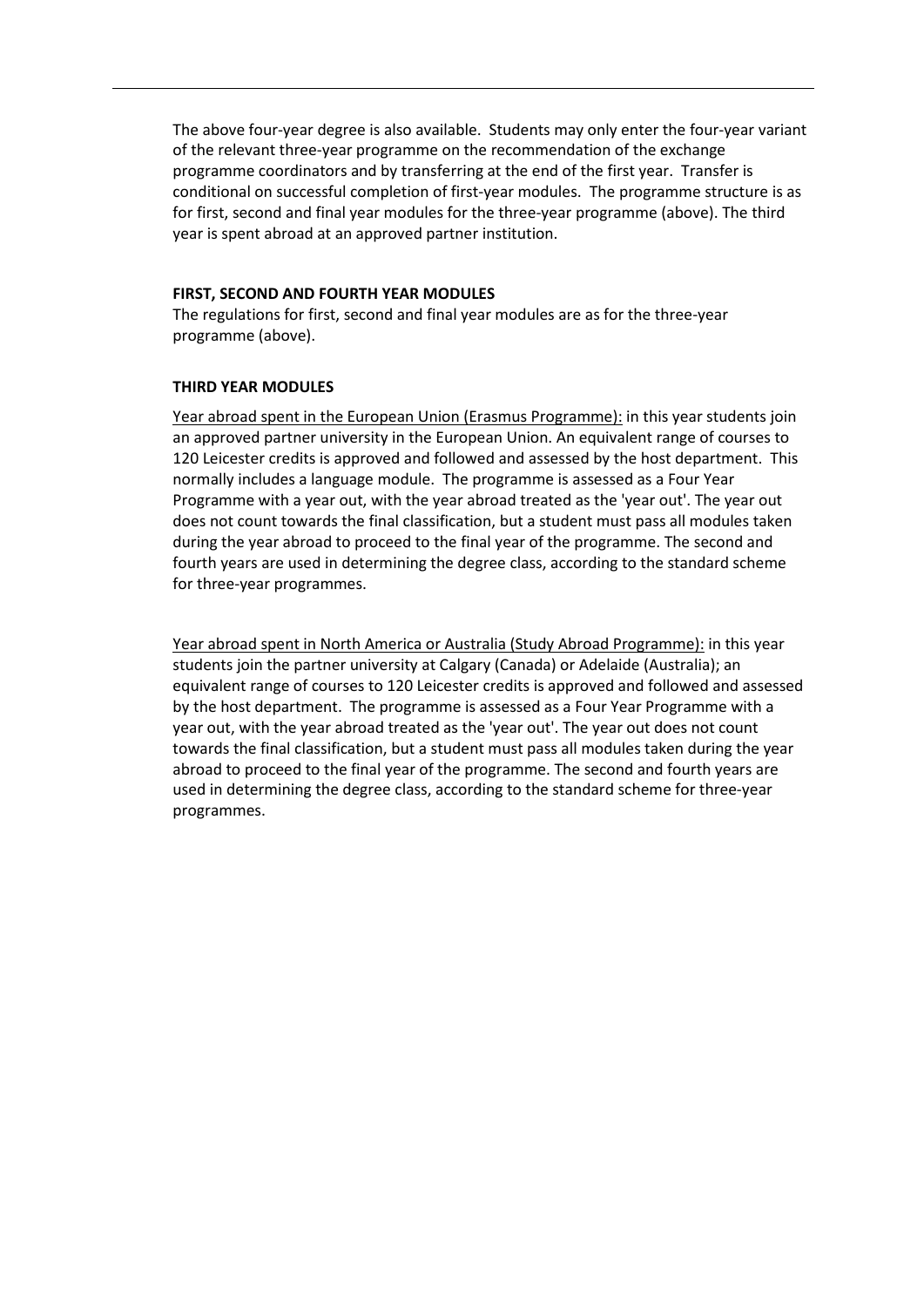The above four-year degree is also available. Students may only enter the four-year variant of the relevant three-year programme on the recommendation of the exchange programme coordinators and by transferring at the end of the first year. Transfer is conditional on successful completion of first-year modules. The programme structure is as for first, second and final year modules for the three-year programme (above). The third year is spent abroad at an approved partner institution.

**FIRST, SECOND AND FOURTH YEAR MODULES**

The regulations for first, second and final year modules are as for the three-year programme (above).

**THIRD YEAR MODULES**

Year abroad spent in the European Union (Erasmus Programme): in this year students join an approved partner university in the European Union. An equivalent range of courses to 120 Leicester credits is approved and followed and assessed by the host department. This normally includes a language module. The programme is assessed as a Four Year Programme with a year out, with the year abroad treated as the 'year out'. The year out does not count towards the final classification, but a student must pass all modules taken during the year abroad to proceed to the final year of the programme. The second and fourth years are used in determining the degree class, according to the standard scheme for three-year programmes.

Year abroad spent in North America or Australia (Study Abroad Programme): in this year students join the partner university at Calgary (Canada) or Adelaide (Australia); an equivalent range of courses to 120 Leicester credits is approved and followed and assessed by the host department. The programme is assessed as a Four Year Programme with a year out, with the year abroad treated as the 'year out'. The year out does not count towards the final classification, but a student must pass all modules taken during the year abroad to proceed to the final year of the programme. The second and fourth years are used in determining the degree class, according to the standard scheme for three-year programmes.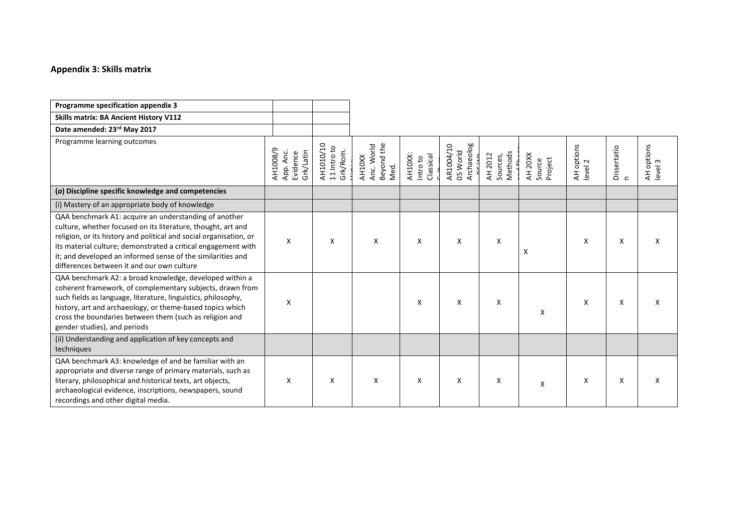## Appendix 3: Skills matrix

| Programme specification appendix 3 | | | | | | | | | | |
|---|---|---|---|---|---|---|---|---|---|---|
| **Skills matrix: BA Ancient History V112** | | | | | | | | | | |
| **Date amended: 23rd May 2017** | | | | | | | | | | |
| Programme learning outcomes | AH1008/9 App. Anc. Evidence Grk/Latin | AH1010/10 11 Intro to Grk/Rom. | AH10XX Anc. World Beyond the Med. | AH10XX: Intro to Classical | AR1004/10 05 World Archaeolog | AH 2012 Sources, Methods | AH 20XX Source Project | AH options level 2 | Dissertation | AH options level 3 |
| **(*a*) Discipline specific knowledge and competencies** | | | | | | | | | | |
| (i) Mastery of an appropriate body of knowledge | | | | | | | | | | |
| QAA benchmark A1: acquire an understanding of another culture, whether focused on its literature, thought, art and religion, or its history and political and social organisation, or its material culture; demonstrated a critical engagement with it; and developed an informed sense of the similarities and differences between it and our own culture | X | X | X | X | X | X | X | X | X | X |
| QAA benchmark A2: a broad knowledge, developed within a coherent framework, of complementary subjects, drawn from such fields as language, literature, linguistics, philosophy, history, art and archaeology, or theme-based topics which cross the boundaries between them (such as religion and gender studies), and periods | X | | | X | X | X | X | X | X | X |
| (ii) Understanding and application of key concepts and techniques | | | | | | | | | | |
| QAA benchmark A3: knowledge of and be familiar with an appropriate and diverse range of primary materials, such as literary, philosophical and historical texts, art objects, archaeological evidence, inscriptions, newspapers, sound recordings and other digital media. | X | X | X | X | X | X | X | X | X | X |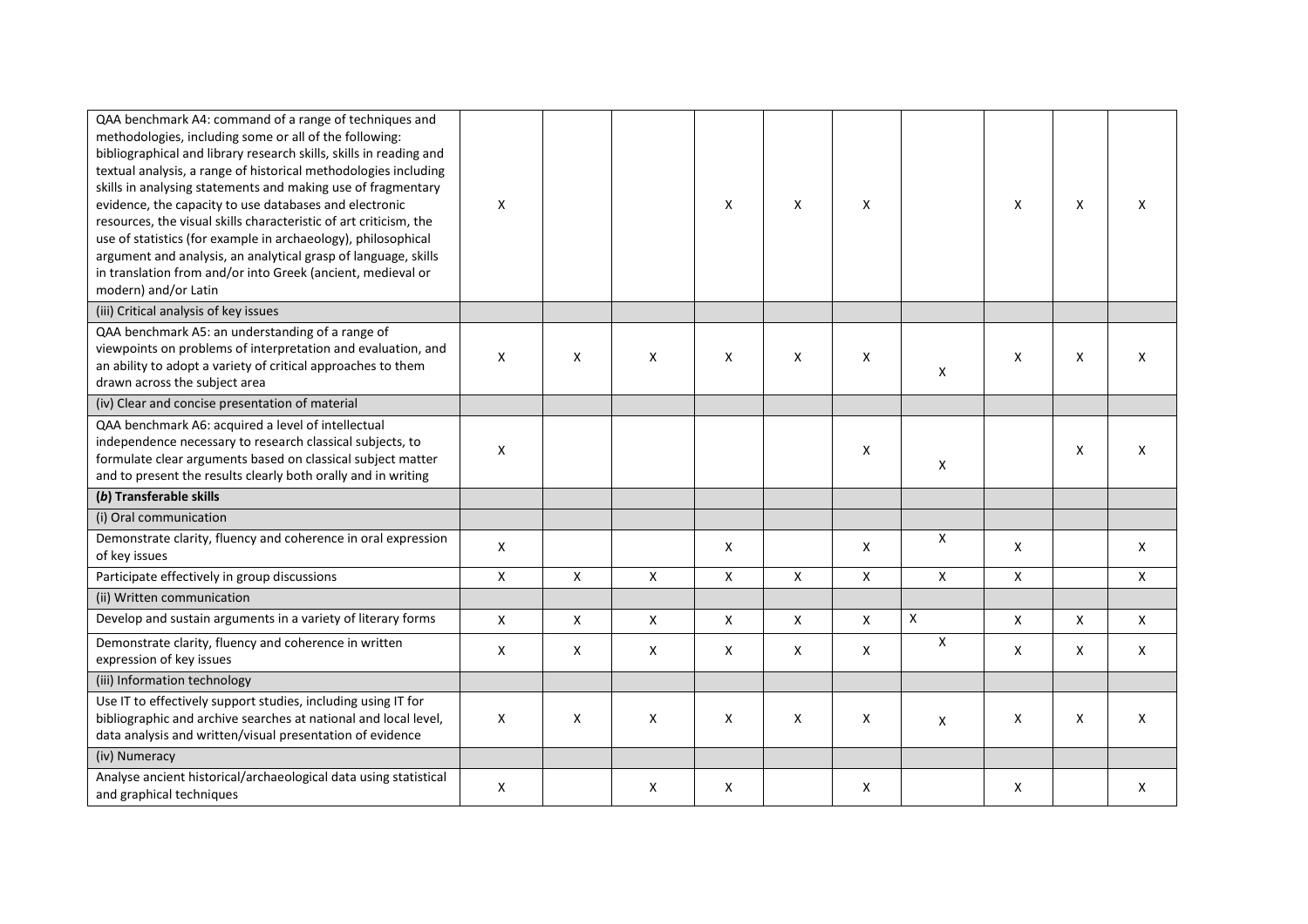| | | | | | | | | | | |
|---|---|---|---|---|---|---|---|---|---|---|
| QAA benchmark A4: command of a range of techniques and methodologies, including some or all of the following: bibliographical and library research skills, skills in reading and textual analysis, a range of historical methodologies including skills in analysing statements and making use of fragmentary evidence, the capacity to use databases and electronic resources, the visual skills characteristic of art criticism, the use of statistics (for example in archaeology), philosophical argument and analysis, an analytical grasp of language, skills in translation from and/or into Greek (ancient, medieval or modern) and/or Latin | X | | | X | X | X | | X | X | X |
| (iii) Critical analysis of key issues | | | | | | | | | | |
| QAA benchmark A5: an understanding of a range of viewpoints on problems of interpretation and evaluation, and an ability to adopt a variety of critical approaches to them drawn across the subject area | X | X | X | X | X | X | X | X | X | X |
| (iv) Clear and concise presentation of material | | | | | | | | | | |
| QAA benchmark A6: acquired a level of intellectual independence necessary to research classical subjects, to formulate clear arguments based on classical subject matter and to present the results clearly both orally and in writing | X | | | | | X | X | | X | X |
| **(*b*) Transferable skills** | | | | | | | | | | |
| (i) Oral communication | | | | | | | | | | |
| Demonstrate clarity, fluency and coherence in oral expression of key issues | X | | | X | | X | X | X | | X |
| Participate effectively in group discussions | X | X | X | X | X | X | X | X | | X |
| (ii) Written communication | | | | | | | | | | |
| Develop and sustain arguments in a variety of literary forms | X | X | X | X | X | X | X | X | X | X |
| Demonstrate clarity, fluency and coherence in written expression of key issues | X | X | X | X | X | X | X | X | X | X |
| (iii) Information technology | | | | | | | | | | |
| Use IT to effectively support studies, including using IT for bibliographic and archive searches at national and local level, data analysis and written/visual presentation of evidence | X | X | X | X | X | X | X | X | X | X |
| (iv) Numeracy | | | | | | | | | | |
| Analyse ancient historical/archaeological data using statistical and graphical techniques | X | | X | X | | X | | X | | X |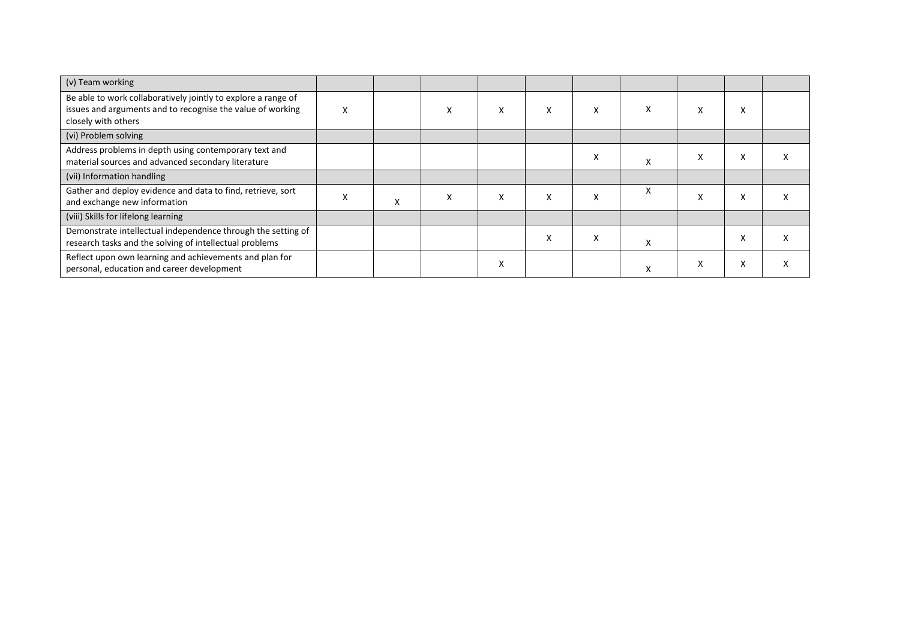| | | | | | | | | | | |
|---|---|---|---|---|---|---|---|---|---|---|
| (v) Team working | | | | | | | | | | |
| Be able to work collaboratively jointly to explore a range of issues and arguments and to recognise the value of working closely with others | X | | X | X | X | X | X | X | X | |
| (vi) Problem solving | | | | | | | | | | |
| Address problems in depth using contemporary text and material sources and advanced secondary literature | | | | | | X | X | X | X | X |
| (vii) Information handling | | | | | | | | | | |
| Gather and deploy evidence and data to find, retrieve, sort and exchange new information | X | X | X | X | X | X | X | X | X | X |
| (viii) Skills for lifelong learning | | | | | | | | | | |
| Demonstrate intellectual independence through the setting of research tasks and the solving of intellectual problems | | | | | X | X | X | | X | X |
| Reflect upon own learning and achievements and plan for personal, education and career development | | | | X | | | X | X | X | X |